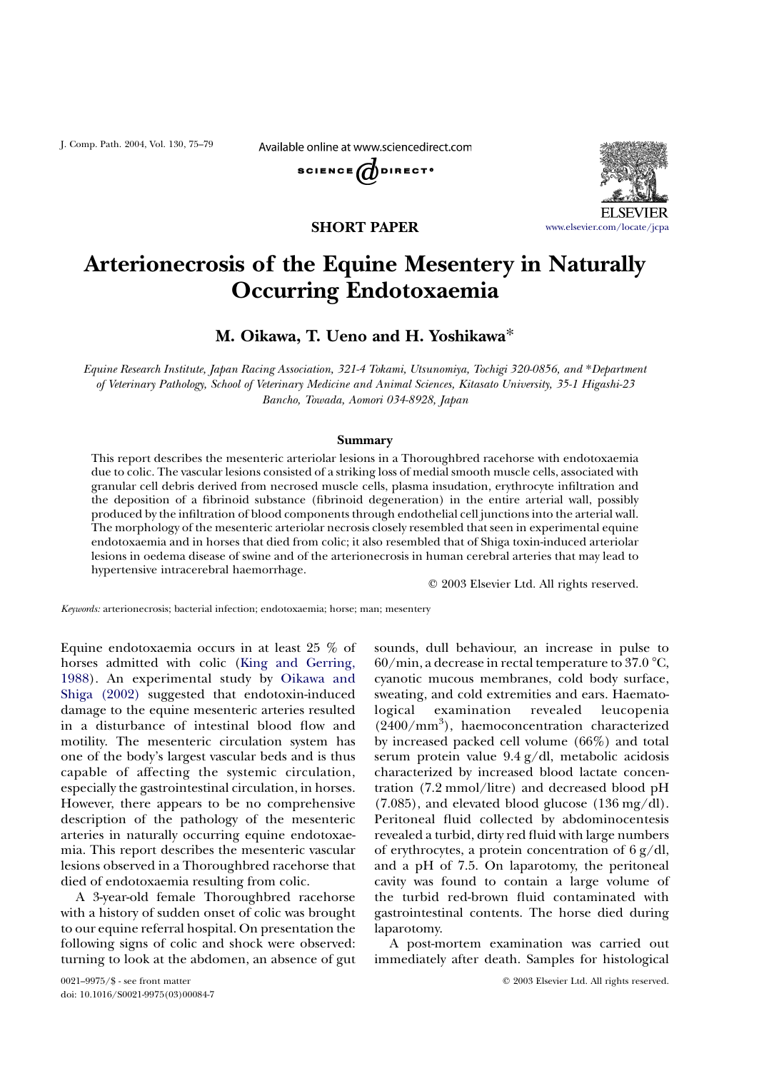SHORT PAPER

# Arterionecrosis of the Equine Mesentery in Naturally Occurring Endotoxaemia

**M. Oikawa, T. Ueno and H. Yoshikawa***

*Equine Research Institute, Japan Racing Association, 321-4 Tokami, Utsunomiya, Tochigi 320-0856, and \*Department of Veterinary Pathology, School of Veterinary Medicine and Animal Sciences, Kitasato University, 35-1 Higashi-23 Bancho, Towada, Aomori 034-8928, Japan*

## Summary

This report describes the mesenteric arteriolar lesions in a Thoroughbred racehorse with endotoxaemia due to colic. The vascular lesions consisted of a striking loss of medial smooth muscle cells, associated with granular cell debris derived from necrosed muscle cells, plasma insudation, erythrocyte infiltration and the deposition of a fibrinoid substance (fibrinoid degeneration) in the entire arterial wall, possibly produced by the infiltration of blood components through endothelial cell junctions into the arterial wall. The morphology of the mesenteric arteriolar necrosis closely resembled that seen in experimental equine endotoxaemia and in horses that died from colic; it also resembled that of Shiga toxin-induced arteriolar lesions in oedema disease of swine and of the arterionecrosis in human cerebral arteries that may lead to hypertensive intracerebral haemorrhage.

© 2003 Elsevier Ltd. All rights reserved.

*Keywords:* arterionecrosis; bacterial infection; endotoxaemia; horse; man; mesentery

Equine endotoxaemia occurs in at least 25 % of horses admitted with colic (King and Gerring, 1988). An experimental study by Oikawa and Shiga (2002) suggested that endotoxin-induced damage to the equine mesenteric arteries resulted in a disturbance of intestinal blood flow and motility. The mesenteric circulation system has one of the body's largest vascular beds and is thus capable of affecting the systemic circulation, especially the gastrointestinal circulation, in horses. However, there appears to be no comprehensive description of the pathology of the mesenteric arteries in naturally occurring equine endotoxaemia. This report describes the mesenteric vascular lesions observed in a Thoroughbred racehorse that died of endotoxaemia resulting from colic.

A 3-year-old female Thoroughbred racehorse with a history of sudden onset of colic was brought to our equine referral hospital. On presentation the following signs of colic and shock were observed: turning to look at the abdomen, an absence of gut sounds, dull behaviour, an increase in pulse to 60/min, a decrease in rectal temperature to 37.0 °C, cyanotic mucous membranes, cold body surface, sweating, and cold extremities and ears. Haematological examination revealed leucopenia ($2400/mm^3$), haemoconcentration characterized by increased packed cell volume (66%) and total serum protein value 9.4 g/dl, metabolic acidosis characterized by increased blood lactate concentration (7.2 mmol/litre) and decreased blood pH (7.085), and elevated blood glucose (136 mg/dl). Peritoneal fluid collected by abdominocentesis revealed a turbid, dirty red fluid with large numbers of erythrocytes, a protein concentration of 6 g/dl, and a pH of 7.5. On laparotomy, the peritoneal cavity was found to contain a large volume of the turbid red-brown fluid contaminated with gastrointestinal contents. The horse died during laparotomy.

A post-mortem examination was carried out immediately after death. Samples for histological

0021–9975/$ - see front matter
doi: 10.1016/S0021-9975(03)00084-7

© 2003 Elsevier Ltd. All rights reserved.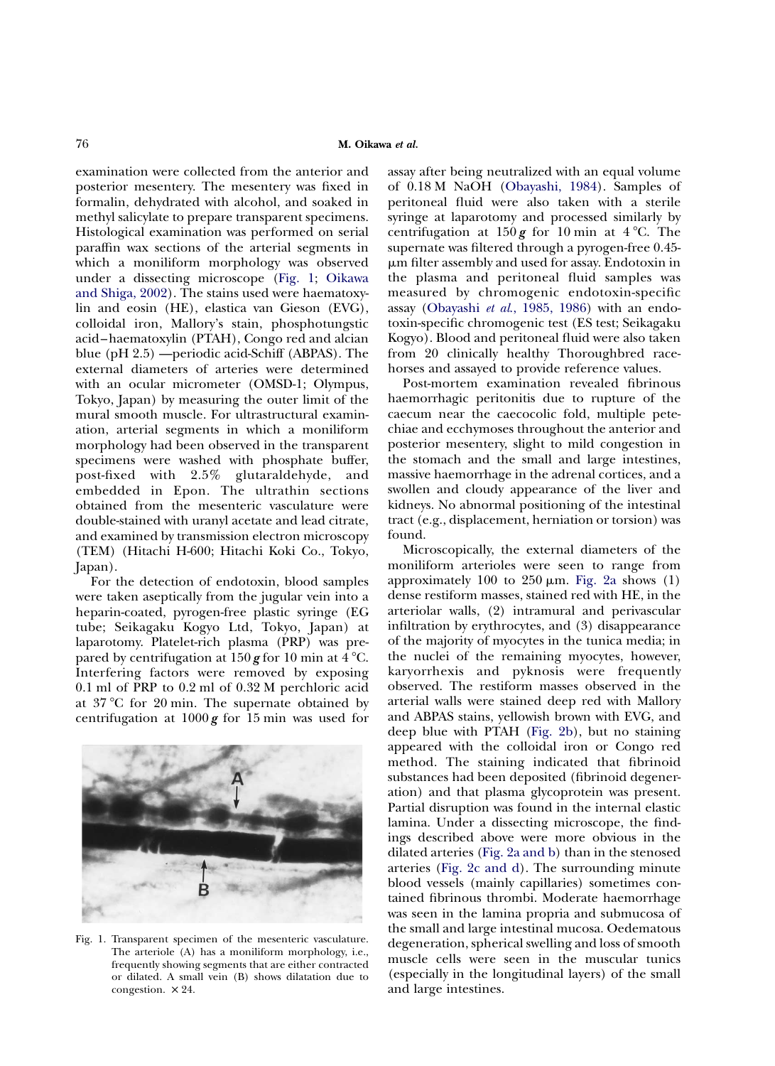examination were collected from the anterior and posterior mesentery. The mesentery was fixed in formalin, dehydrated with alcohol, and soaked in methyl salicylate to prepare transparent specimens. Histological examination was performed on serial paraffin wax sections of the arterial segments in which a moniliform morphology was observed under a dissecting microscope (Fig. 1; Oikawa and Shiga, 2002). The stains used were haematoxylin and eosin (HE), elastica van Gieson (EVG), colloidal iron, Mallory's stain, phosphotungstic acid–haematoxylin (PTAH), Congo red and alcian blue (pH 2.5) —periodic acid-Schiff (ABPAS). The external diameters of arteries were determined with an ocular micrometer (OMSD-1; Olympus, Tokyo, Japan) by measuring the outer limit of the mural smooth muscle. For ultrastructural examination, arterial segments in which a moniliform morphology had been observed in the transparent specimens were washed with phosphate buffer, post-fixed with 2.5% glutaraldehyde, and embedded in Epon. The ultrathin sections obtained from the mesenteric vasculature were double-stained with uranyl acetate and lead citrate, and examined by transmission electron microscopy (TEM) (Hitachi H-600; Hitachi Koki Co., Tokyo, Japan).

For the detection of endotoxin, blood samples were taken aseptically from the jugular vein into a heparin-coated, pyrogen-free plastic syringe (EG tube; Seikagaku Kogyo Ltd, Tokyo, Japan) at laparotomy. Platelet-rich plasma (PRP) was prepared by centrifugation at 150 ***g*** for 10 min at 4 °C. Interfering factors were removed by exposing 0.1 ml of PRP to 0.2 ml of 0.32 M perchloric acid at 37 °C for 20 min. The supernate obtained by centrifugation at 1000 ***g*** for 15 min was used for assay after being neutralized with an equal volume of 0.18 M NaOH (Obayashi, 1984). Samples of peritoneal fluid were also taken with a sterile syringe at laparotomy and processed similarly by centrifugation at 150 ***g*** for 10 min at 4 °C. The supernate was filtered through a pyrogen-free 0.45-μm filter assembly and used for assay. Endotoxin in the plasma and peritoneal fluid samples was measured by chromogenic endotoxin-specific assay (Obayashi *et al.*, 1985, 1986) with an endotoxin-specific chromogenic test (ES test; Seikagaku Kogyo). Blood and peritoneal fluid were also taken from 20 clinically healthy Thoroughbred racehorses and assayed to provide reference values.

Fig. 1. Transparent specimen of the mesenteric vasculature. The arteriole (A) has a moniliform morphology, i.e., frequently showing segments that are either contracted or dilated. A small vein (B) shows dilatation due to congestion. ×24.

Post-mortem examination revealed fibrinous haemorrhagic peritonitis due to rupture of the caecum near the caecocolic fold, multiple petechiae and ecchymoses throughout the anterior and posterior mesentery, slight to mild congestion in the stomach and the small and large intestines, massive haemorrhage in the adrenal cortices, and a swollen and cloudy appearance of the liver and kidneys. No abnormal positioning of the intestinal tract (e.g., displacement, herniation or torsion) was found.

Microscopically, the external diameters of the moniliform arterioles were seen to range from approximately 100 to 250 μm. Fig. 2a shows (1) dense restiform masses, stained red with HE, in the arteriolar walls, (2) intramural and perivascular infiltration by erythrocytes, and (3) disappearance of the majority of myocytes in the tunica media; in the nuclei of the remaining myocytes, however, karyorrhexis and pyknosis were frequently observed. The restiform masses observed in the arterial walls were stained deep red with Mallory and ABPAS stains, yellowish brown with EVG, and deep blue with PTAH (Fig. 2b), but no staining appeared with the colloidal iron or Congo red method. The staining indicated that fibrinoid substances had been deposited (fibrinoid degeneration) and that plasma glycoprotein was present. Partial disruption was found in the internal elastic lamina. Under a dissecting microscope, the findings described above were more obvious in the dilated arteries (Fig. 2a and b) than in the stenosed arteries (Fig. 2c and d). The surrounding minute blood vessels (mainly capillaries) sometimes contained fibrinous thrombi. Moderate haemorrhage was seen in the lamina propria and submucosa of the small and large intestinal mucosa. Oedematous degeneration, spherical swelling and loss of smooth muscle cells were seen in the muscular tunics (especially in the longitudinal layers) of the small and large intestines.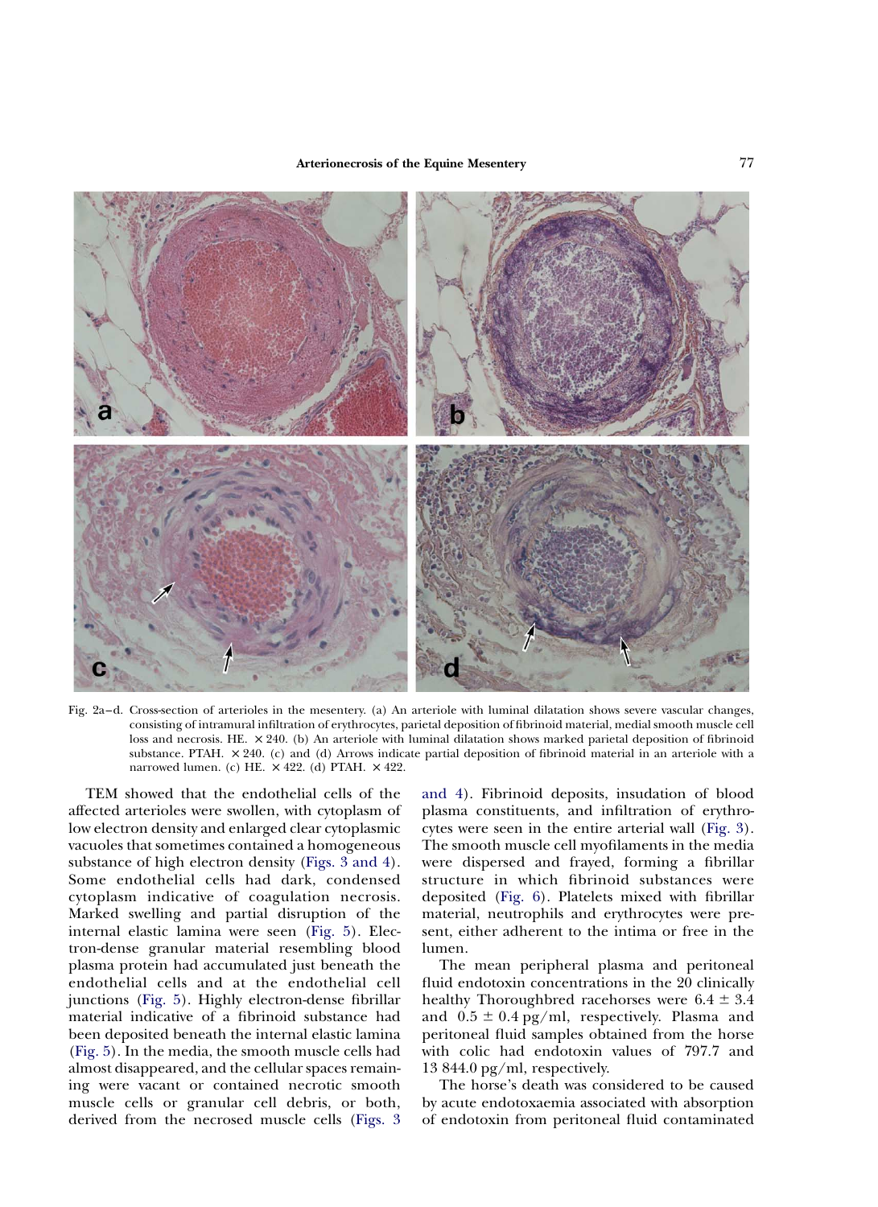Fig. 2a–d. Cross-section of arterioles in the mesentery. (a) An arteriole with luminal dilatation shows severe vascular changes, consisting of intramural infiltration of erythrocytes, parietal deposition of fibrinoid material, medial smooth muscle cell loss and necrosis. HE. ×240. (b) An arteriole with luminal dilatation shows marked parietal deposition of fibrinoid substance. PTAH. ×240. (c) and (d) Arrows indicate partial deposition of fibrinoid material in an arteriole with a narrowed lumen. (c) HE. ×422. (d) PTAH. ×422.

TEM showed that the endothelial cells of the affected arterioles were swollen, with cytoplasm of low electron density and enlarged clear cytoplasmic vacuoles that sometimes contained a homogeneous substance of high electron density (Figs. 3 and 4). Some endothelial cells had dark, condensed cytoplasm indicative of coagulation necrosis. Marked swelling and partial disruption of the internal elastic lamina were seen (Fig. 5). Electron-dense granular material resembling blood plasma protein had accumulated just beneath the endothelial cells and at the endothelial cell junctions (Fig. 5). Highly electron-dense fibrillar material indicative of a fibrinoid substance had been deposited beneath the internal elastic lamina (Fig. 5). In the media, the smooth muscle cells had almost disappeared, and the cellular spaces remaining were vacant or contained necrotic smooth muscle cells or granular cell debris, or both, derived from the necrosed muscle cells (Figs. 3 and 4). Fibrinoid deposits, insudation of blood plasma constituents, and infiltration of erythrocytes were seen in the entire arterial wall (Fig. 3). The smooth muscle cell myofilaments in the media were dispersed and frayed, forming a fibrillar structure in which fibrinoid substances were deposited (Fig. 6). Platelets mixed with fibrillar material, neutrophils and erythrocytes were present, either adherent to the intima or free in the lumen.

The mean peripheral plasma and peritoneal fluid endotoxin concentrations in the 20 clinically healthy Thoroughbred racehorses were $6.4 \pm 3.4$ and $0.5 \pm 0.4$ pg/ml, respectively. Plasma and peritoneal fluid samples obtained from the horse with colic had endotoxin values of 797.7 and 13 844.0 pg/ml, respectively.

The horse's death was considered to be caused by acute endotoxaemia associated with absorption of endotoxin from peritoneal fluid contaminated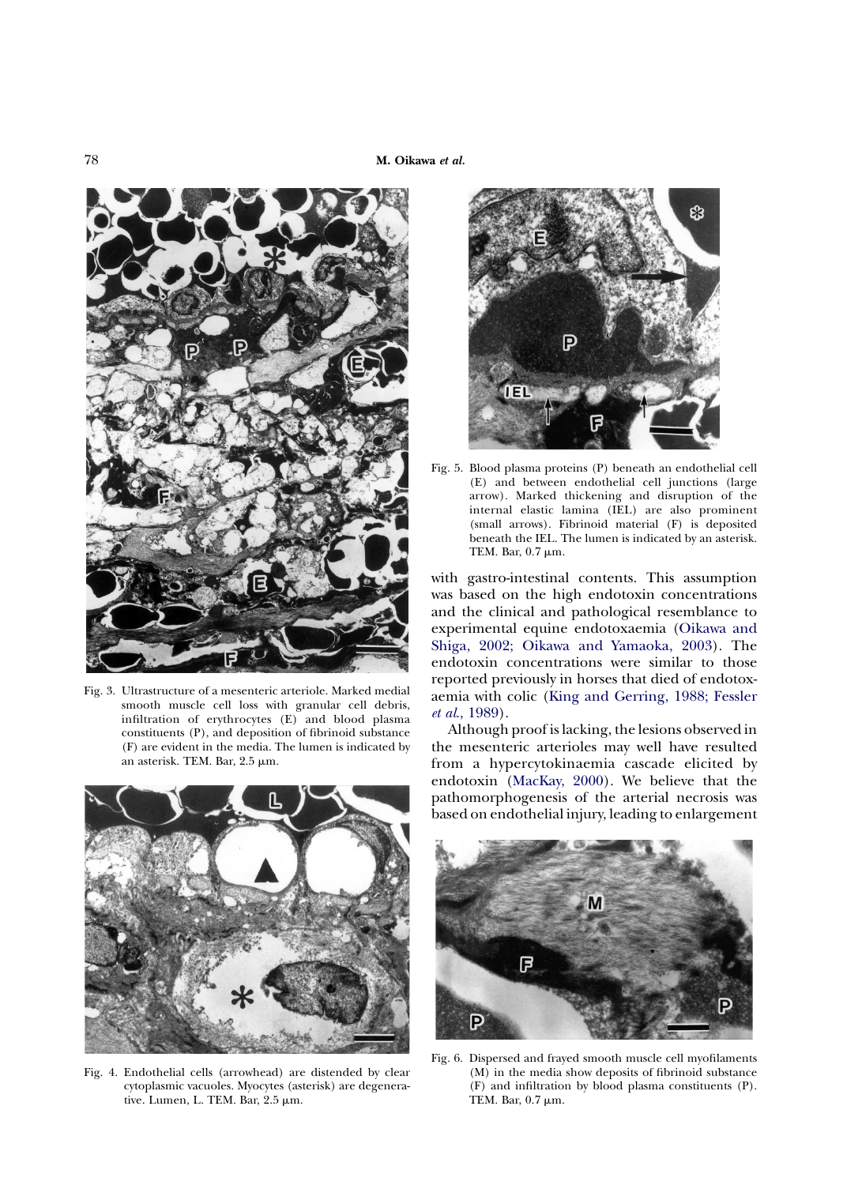Fig. 3. Ultrastructure of a mesenteric arteriole. Marked medial smooth muscle cell loss with granular cell debris, infiltration of erythrocytes (E) and blood plasma constituents (P), and deposition of fibrinoid substance (F) are evident in the media. The lumen is indicated by an asterisk. TEM. Bar, 2.5 μm.

Fig. 4. Endothelial cells (arrowhead) are distended by clear cytoplasmic vacuoles. Myocytes (asterisk) are degenerative. Lumen, L. TEM. Bar, 2.5 μm.

Fig. 5. Blood plasma proteins (P) beneath an endothelial cell (E) and between endothelial cell junctions (large arrow). Marked thickening and disruption of the internal elastic lamina (IEL) are also prominent (small arrows). Fibrinoid material (F) is deposited beneath the IEL. The lumen is indicated by an asterisk. TEM. Bar, 0.7 μm.

with gastro-intestinal contents. This assumption was based on the high endotoxin concentrations and the clinical and pathological resemblance to experimental equine endotoxaemia (Oikawa and Shiga, 2002; Oikawa and Yamaoka, 2003). The endotoxin concentrations were similar to those reported previously in horses that died of endotoxaemia with colic (King and Gerring, 1988; Fessler *et al.*, 1989).

Although proof is lacking, the lesions observed in the mesenteric arterioles may well have resulted from a hypercytokinaemia cascade elicited by endotoxin (MacKay, 2000). We believe that the pathomorphogenesis of the arterial necrosis was based on endothelial injury, leading to enlargement

Fig. 6. Dispersed and frayed smooth muscle cell myofilaments (M) in the media show deposits of fibrinoid substance (F) and infiltration by blood plasma constituents (P). TEM. Bar, 0.7 μm.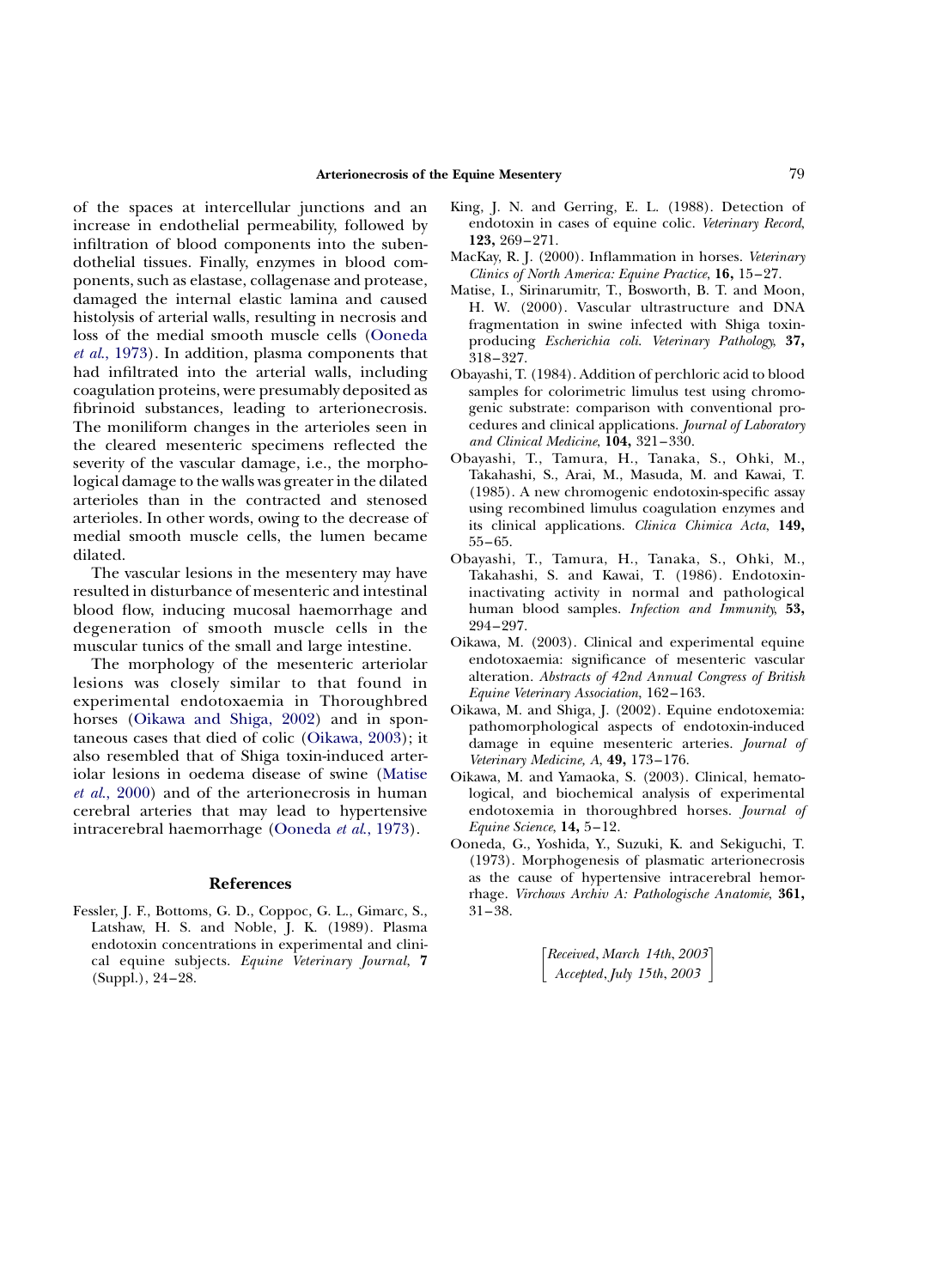of the spaces at intercellular junctions and an increase in endothelial permeability, followed by infiltration of blood components into the subendothelial tissues. Finally, enzymes in blood components, such as elastase, collagenase and protease, damaged the internal elastic lamina and caused histolysis of arterial walls, resulting in necrosis and loss of the medial smooth muscle cells (Ooneda *et al*., 1973). In addition, plasma components that had infiltrated into the arterial walls, including coagulation proteins, were presumably deposited as fibrinoid substances, leading to arterionecrosis. The moniliform changes in the arterioles seen in the cleared mesenteric specimens reflected the severity of the vascular damage, i.e., the morphological damage to the walls was greater in the dilated arterioles than in the contracted and stenosed arterioles. In other words, owing to the decrease of medial smooth muscle cells, the lumen became dilated.

The vascular lesions in the mesentery may have resulted in disturbance of mesenteric and intestinal blood flow, inducing mucosal haemorrhage and degeneration of smooth muscle cells in the muscular tunics of the small and large intestine.

The morphology of the mesenteric arteriolar lesions was closely similar to that found in experimental endotoxaemia in Thoroughbred horses (Oikawa and Shiga, 2002) and in spontaneous cases that died of colic (Oikawa, 2003); it also resembled that of Shiga toxin-induced arteriolar lesions in oedema disease of swine (Matise *et al*., 2000) and of the arterionecrosis in human cerebral arteries that may lead to hypertensive intracerebral haemorrhage (Ooneda *et al*., 1973).

## References

Fessler, J. F., Bottoms, G. D., Coppoc, G. L., Gimarc, S., Latshaw, H. S. and Noble, J. K. (1989). Plasma endotoxin concentrations in experimental and clinical equine subjects. *Equine Veterinary Journal*, **7** (Suppl.), 24–28.

King, J. N. and Gerring, E. L. (1988). Detection of endotoxin in cases of equine colic. *Veterinary Record*, **123,** 269–271.

MacKay, R. J. (2000). Inflammation in horses. *Veterinary Clinics of North America: Equine Practice*, **16,** 15–27.

Matise, I., Sirinarumitr, T., Bosworth, B. T. and Moon, H. W. (2000). Vascular ultrastructure and DNA fragmentation in swine infected with Shiga toxin-producing *Escherichia coli*. *Veterinary Pathology*, **37,** 318–327.

Obayashi, T. (1984). Addition of perchloric acid to blood samples for colorimetric limulus test using chromogenic substrate: comparison with conventional procedures and clinical applications. *Journal of Laboratory and Clinical Medicine*, **104,** 321–330.

Obayashi, T., Tamura, H., Tanaka, S., Ohki, M., Takahashi, S., Arai, M., Masuda, M. and Kawai, T. (1985). A new chromogenic endotoxin-specific assay using recombined limulus coagulation enzymes and its clinical applications. *Clinica Chimica Acta*, **149,** 55–65.

Obayashi, T., Tamura, H., Tanaka, S., Ohki, M., Takahashi, S. and Kawai, T. (1986). Endotoxin-inactivating activity in normal and pathological human blood samples. *Infection and Immunity*, **53,** 294–297.

Oikawa, M. (2003). Clinical and experimental equine endotoxaemia: significance of mesenteric vascular alteration. *Abstracts of 42nd Annual Congress of British Equine Veterinary Association*, 162–163.

Oikawa, M. and Shiga, J. (2002). Equine endotoxemia: pathomorphological aspects of endotoxin-induced damage in equine mesenteric arteries. *Journal of Veterinary Medicine, A*, **49,** 173–176.

Oikawa, M. and Yamaoka, S. (2003). Clinical, hematological, and biochemical analysis of experimental endotoxemia in thoroughbred horses. *Journal of Equine Science*, **14,** 5–12.

Ooneda, G., Yoshida, Y., Suzuki, K. and Sekiguchi, T. (1973). Morphogenesis of plasmatic arterionecrosis as the cause of hypertensive intracerebral hemorrhage. *Virchows Archiv A: Pathologische Anatomie*, **361,** 31–38.

[*Received, March 14th, 2003*
*Accepted, July 15th, 2003*]